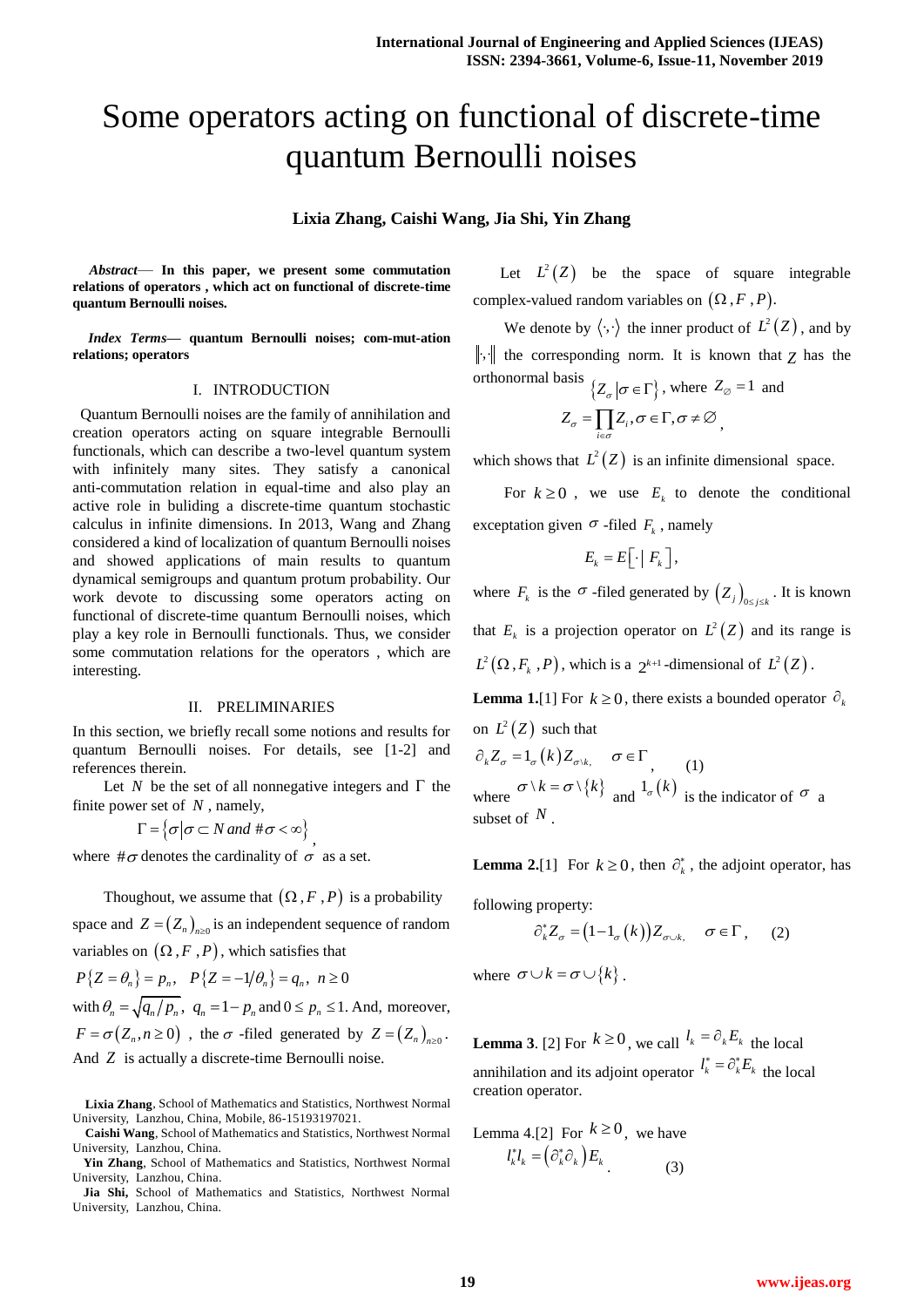# Some operators acting on functional of discrete-time quantum Bernoulli noises

**Lixia Zhang, Caishi Wang, Jia Shi, Yin Zhang**

***Abstract*— In this paper, we present some commutation relations of operators , which act on functional of discrete-time quantum Bernoulli noises.**

***Index Terms*— quantum Bernoulli noises; com-mut-ation relations; operators**

## I. INTRODUCTION

Quantum Bernoulli noises are the family of annihilation and creation operators acting on square integrable Bernoulli functionals, which can describe a two-level quantum system with infinitely many sites. They satisfy a canonical anti-commutation relation in equal-time and also play an active role in buliding a discrete-time quantum stochastic calculus in infinite dimensions. In 2013, Wang and Zhang considered a kind of localization of quantum Bernoulli noises and showed applications of main results to quantum dynamical semigroups and quantum protum probability. Our work devote to discussing some operators acting on functional of discrete-time quantum Bernoulli noises, which play a key role in Bernoulli functionals. Thus, we consider some commutation relations for the operators , which are interesting.

## II. PRELIMINARIES

In this section, we briefly recall some notions and results for quantum Bernoulli noises. For details, see [1-2] and references therein.

Let $N$ be the set of all nonnegative integers and $\Gamma$ the finite power set of $N$, namely,

$$\Gamma = \{\sigma | \sigma \subset N \text{ and } \#\sigma < \infty\},$$

where $\#\sigma$ denotes the cardinality of $\sigma$ as a set.

Thoughout, we assume that $(\Omega, F, P)$ is a probability space and $Z = (Z_n)_{n\geq 0}$ is an independent sequence of random variables on $(\Omega, F, P)$, which satisfies that

$P\{Z = \theta_n\} = p_n, \quad P\{Z = -1/\theta_n\} = q_n, \ n \geq 0$

with $\theta_n = \sqrt{q_n / p_n}$, $q_n = 1 - p_n$ and $0 \leq p_n \leq 1$. And, moreover, $F = \sigma(Z_n, n \geq 0)$, the $\sigma$-filed generated by $Z = (Z_n)_{n\geq 0}$. And $Z$ is actually a discrete-time Bernoulli noise.

**Lixia Zhang**, School of Mathematics and Statistics, Northwest Normal University, Lanzhou, China, Mobile, 86-15193197021.

**Caishi Wang**, School of Mathematics and Statistics, Northwest Normal University, Lanzhou, China.

**Yin Zhang**, School of Mathematics and Statistics, Northwest Normal University, Lanzhou, China.

**Jia Shi,** School of Mathematics and Statistics, Northwest Normal University, Lanzhou, China.

Let $L^2(Z)$ be the space of square integrable complex-valued random variables on $(\Omega, F, P)$.

We denote by $\langle \cdot, \cdot \rangle$ the inner product of $L^2(Z)$, and by $\|\cdot\|$ the corresponding norm. It is known that $Z$ has the orthonormal basis $\{Z_\sigma | \sigma \in \Gamma\}$, where $Z_\emptyset = 1$ and

$$Z_\sigma = \prod_{i\in\sigma} Z_i, \sigma \in \Gamma, \sigma \neq \emptyset,$$

which shows that $L^2(Z)$ is an infinite dimensional space.

For $k \geq 0$, we use $E_k$ to denote the conditional exceptation given $\sigma$-filed $F_k$, namely

$$E_k = E[\cdot \mid F_k],$$

where $F_k$ is the $\sigma$-filed generated by $(Z_j)_{0\leq j\leq k}$. It is known that $E_k$ is a projection operator on $L^2(Z)$ and its range is $L^2(\Omega, F_k, P)$, which is a $2^{k+1}$-dimensional of $L^2(Z)$.

**Lemma 1.**[1] For $k \geq 0$, there exists a bounded operator $\partial_k$ on $L^2(Z)$ such that

$$\partial_k Z_\sigma = 1_\sigma(k) Z_{\sigma\setminus k}, \quad \sigma \in \Gamma, \tag{1}$$

where $\sigma \setminus k = \sigma \setminus \{k\}$ and $1_\sigma(k)$ is the indicator of $\sigma$ a subset of $N$.

**Lemma 2.**[1] For $k \geq 0$, then $\partial_k^*$, the adjoint operator, has following property:

$$\partial_k^* Z_\sigma = (1 - 1_\sigma(k)) Z_{\sigma\cup k}, \quad \sigma \in \Gamma, \tag{2}$$

where $\sigma \cup k = \sigma \cup \{k\}$.

**Lemma 3**. [2] For $k \geq 0$, we call $l_k = \partial_k E_k$ the local annihilation and its adjoint operator $l_k^* = \partial_k^* E_k$ the local creation operator.

Lemma 4.[2] For $k \geq 0$, we have

$$l_k^* l_k = (\partial_k^* \partial_k) E_k. \tag{3}$$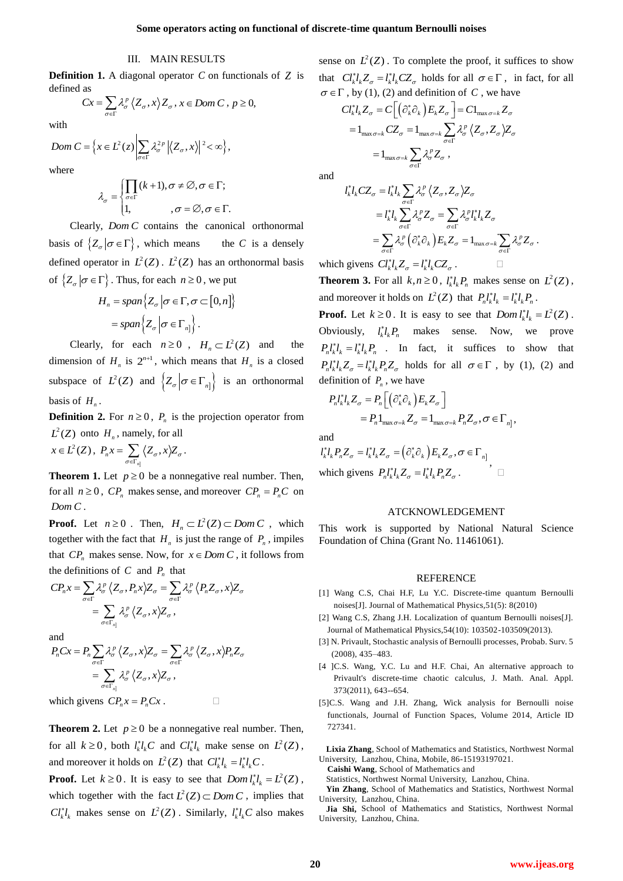## III. MAIN RESULTS

**Definition 1.** A diagonal operator $C$ on functionals of $Z$ is defined as

$$Cx = \sum_{\sigma\in\Gamma} \lambda_\sigma^p \langle Z_\sigma, x\rangle Z_\sigma,\ x \in Dom\,C,\ p \geq 0,$$

with

$$Dom\,C = \left\{ x \in L^2(z) \left| \sum_{\sigma\in\Gamma} \lambda_\sigma^{2p} \left|\langle Z_\sigma, x\rangle\right|^2 < \infty \right.\right\},$$

where

$$\lambda_\sigma = \begin{cases} \prod_{\sigma\in\Gamma}(k+1), \sigma \neq \emptyset, \sigma \in \Gamma; \\ 1, \qquad\qquad\quad, \sigma = \emptyset, \sigma \in \Gamma. \end{cases}$$

Clearly, $Dom\,C$ contains the canonical orthonormal basis of $\{Z_\sigma | \sigma \in \Gamma\}$, which means the $C$ is a densely defined operator in $L^2(Z)$. $L^2(Z)$ has an orthonormal basis of $\{Z_\sigma | \sigma \in \Gamma\}$. Thus, for each $n \geq 0$, we put

$$H_n = span\{Z_\sigma | \sigma \in \Gamma, \sigma \subset [0,n]\} = span\{Z_\sigma | \sigma \in \Gamma_{n]}\}.$$

Clearly, for each $n \geq 0$, $H_n \subset L^2(Z)$ and the dimension of $H_n$ is $2^{n+1}$, which means that $H_n$ is a closed subspace of $L^2(Z)$ and $\{Z_\sigma | \sigma \in \Gamma_{n]}\}$ is an orthonormal basis of $H_n$.

**Definition 2.** For $n \geq 0$, $P_n$ is the projection operator from $L^2(Z)$ onto $H_n$, namely, for all $x \in L^2(Z)$, $P_n x = \sum_{\sigma\in\Gamma_{n]}} \langle Z_\sigma, x\rangle Z_\sigma$.

**Theorem 1.** Let $p \geq 0$ be a nonnegative real number. Then, for all $n \geq 0$, $CP_n$ makes sense, and moreover $CP_n = P_n C$ on $Dom\,C$.

**Proof.** Let $n \geq 0$. Then, $H_n \subset L^2(Z) \subset Dom\,C$, which together with the fact that $H_n$ is just the range of $P_n$, impiles that $CP_n$ makes sense. Now, for $x \in Dom\,C$, it follows from the definitions of $C$ and $P_n$ that

$$CP_n x = \sum_{\sigma\in\Gamma} \lambda_\sigma^p \langle Z_\sigma, P_n x\rangle Z_\sigma = \sum_{\sigma\in\Gamma} \lambda_\sigma^p \langle P_n Z_\sigma, x\rangle Z_\sigma = \sum_{\sigma\in\Gamma_{n]}} \lambda_\sigma^p \langle Z_\sigma, x\rangle Z_\sigma,$$

and

$$P_n Cx = P_n \sum_{\sigma\in\Gamma} \lambda_\sigma^p \langle Z_\sigma, x\rangle Z_\sigma = \sum_{\sigma\in\Gamma} \lambda_\sigma^p \langle Z_\sigma, x\rangle P_n Z_\sigma = \sum_{\sigma\in\Gamma_{n]}} \lambda_\sigma^p \langle Z_\sigma, x\rangle Z_\sigma,$$

which givens $CP_n x = P_n Cx$. □

**Theorem 2.** Let $p \geq 0$ be a nonnegative real number. Then, for all $k \geq 0$, both $l_k^* l_k C$ and $Cl_k^* l_k$ make sense on $L^2(Z)$, and moreover it holds on $L^2(Z)$ that $Cl_k^* l_k = l_k^* l_k C$.

**Proof.** Let $k \geq 0$. It is easy to see that $Dom\,l_k^* l_k = L^2(Z)$, which together with the fact $L^2(Z) \subset Dom\,C$, implies that $Cl_k^* l_k$ makes sense on $L^2(Z)$. Similarly, $l_k^* l_k C$ also makes sense on $L^2(Z)$. To complete the proof, it suffices to show that $Cl_k^* l_k Z_\sigma = l_k^* l_k CZ_\sigma$ holds for all $\sigma \in \Gamma$, in fact, for all $\sigma \in \Gamma$, by (1), (2) and definition of $C$, we have

$$\begin{aligned} Cl_k^* l_k Z_\sigma &= C\left[\left(\partial_k^* \partial_k\right) E_k Z_\sigma\right] = C 1_{\max\sigma = k} Z_\sigma \\ &= 1_{\max\sigma=k} CZ_\sigma = 1_{\max\sigma=k} \sum_{\sigma\in\Gamma} \lambda_\sigma^p \langle Z_\sigma, Z_\sigma\rangle Z_\sigma \\ &= 1_{\max\sigma=k} \sum_{\sigma\in\Gamma} \lambda_\sigma^p Z_\sigma, \end{aligned}$$

and

$$\begin{aligned} l_k^* l_k CZ_\sigma &= l_k^* l_k \sum_{\sigma\in\Gamma} \lambda_\sigma^p \langle Z_\sigma, Z_\sigma\rangle Z_\sigma \\ &= l_k^* l_k \sum_{\sigma\in\Gamma} \lambda_\sigma^p Z_\sigma = \sum_{\sigma\in\Gamma} \lambda_\sigma^p l_k^* l_k Z_\sigma \\ &= \sum_{\sigma\in\Gamma} \lambda_\sigma^p \left(\partial_k^* \partial_k\right) E_k Z_\sigma = 1_{\max\sigma=k} \sum_{\sigma\in\Gamma} \lambda_\sigma^p Z_\sigma. \end{aligned}$$

which givens $Cl_k^* l_k Z_\sigma = l_k^* l_k CZ_\sigma$. □

**Theorem 3.** For all $k, n \geq 0$, $l_k^* l_k P_n$ makes sense on $L^2(Z)$, and moreover it holds on $L^2(Z)$ that $P_n l_k^* l_k = l_k^* l_k P_n$.

**Proof.** Let $k \geq 0$. It is easy to see that $Dom\,l_k^* l_k = L^2(Z)$. Obviously, $l_k^* l_k P_n$ makes sense. Now, we prove $P_n l_k^* l_k = l_k^* l_k P_n$. In fact, it suffices to show that $P_n l_k^* l_k Z_\sigma = l_k^* l_k P_n Z_\sigma$ holds for all $\sigma \in \Gamma$, by (1), (2) and definition of $P_n$, we have

$$\begin{aligned} P_n l_k^* l_k Z_\sigma &= P_n\left[\left(\partial_k^* \partial_k\right) E_k Z_\sigma\right] \\ &= P_n 1_{\max\sigma=k} Z_\sigma = 1_{\max\sigma=k} P_n Z_\sigma, \sigma \in \Gamma_{n]}, \end{aligned}$$

and

$$l_k^* l_k P_n Z_\sigma = l_k^* l_k Z_\sigma = \left(\partial_k^* \partial_k\right) E_k Z_\sigma, \sigma \in \Gamma_{n]},$$

which givens $P_n l_k^* l_k Z_\sigma = l_k^* l_k P_n Z_\sigma$. □

## ATCKNOWLEDGEMENT

This work is supported by National Natural Science Foundation of China (Grant No. 11461061).

## REFERENCE

[1] Wang C.S, Chai H.F, Lu Y.C. Discrete-time quantum Bernoulli noises[J]. Journal of Mathematical Physics,51(5): 8(2010)

[2] Wang C.S, Zhang J.H. Localization of quantum Bernoulli noises[J]. Journal of Mathematical Physics,54(10): 103502-103509(2013).

[3] N. Privault, Stochastic analysis of Bernoulli processes, Probab. Surv. 5 (2008), 435–483.

[4 ]C.S. Wang, Y.C. Lu and H.F. Chai, An alternative approach to Privault's discrete-time chaotic calculus, J. Math. Anal. Appl. 373(2011), 643–654.

[5]C.S. Wang and J.H. Zhang, Wick analysis for Bernoulli noise functionals, Journal of Function Spaces, Volume 2014, Article ID 727341.

**Lixia Zhang**, School of Mathematics and Statistics, Northwest Normal University, Lanzhou, China, Mobile, 86-15193197021.

**Caishi Wang**, School of Mathematics and Statistics, Northwest Normal University, Lanzhou, China.

**Yin Zhang**, School of Mathematics and Statistics, Northwest Normal University, Lanzhou, China.

**Jia Shi,** School of Mathematics and Statistics, Northwest Normal University, Lanzhou, China.